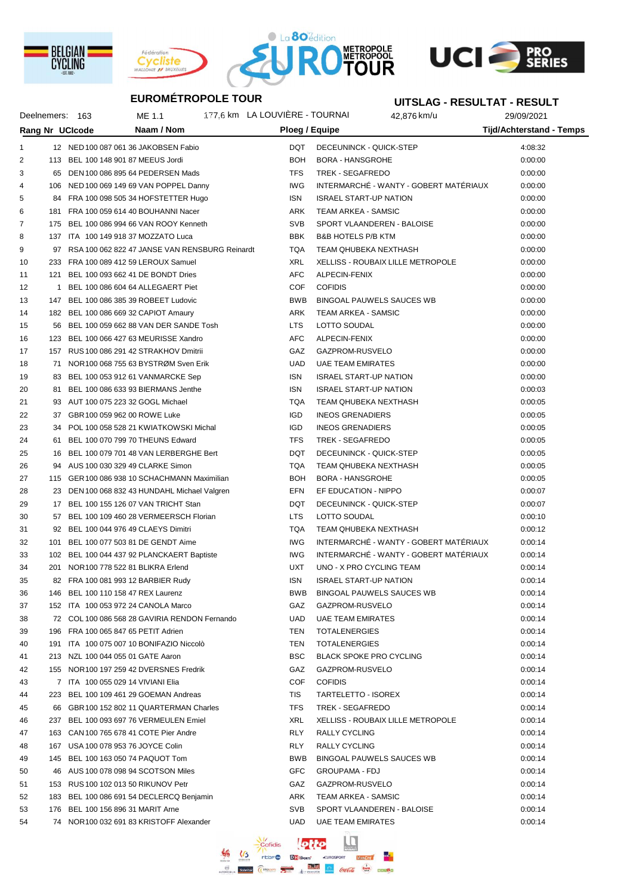## EUROMÉTROPOLE TOUR

## UITSLAG - RESULTAT - RESULT

Deelnemers: 163 | ME 1.1 | 177,6 km LA LOUVIÈRE - TOURNAI | 42,876 km/u | 29/09/2021

| Rang | Nr | UCIcode | Naam / Nom | Ploeg / Equipe | | Tijd/Achterstand - Temps |
|---|---|---|---|---|---|---|
| 1 | 12 | NED 100 087 061 36 | JAKOBSEN Fabio | DQT | DECEUNINCK - QUICK-STEP | 4:08:32 |
| 2 | 113 | BEL 100 148 901 87 | MEEUS Jordi | BOH | BORA - HANSGROHE | 0:00:00 |
| 3 | 65 | DEN 100 086 895 64 | PEDERSEN Mads | TFS | TREK - SEGAFREDO | 0:00:00 |
| 4 | 106 | NED 100 069 149 69 | VAN POPPEL Danny | IWG | INTERMARCHÉ - WANTY - GOBERT MATÉRIAUX | 0:00:00 |
| 5 | 84 | FRA 100 098 505 34 | HOFSTETTER Hugo | ISN | ISRAEL START-UP NATION | 0:00:00 |
| 6 | 181 | FRA 100 059 614 40 | BOUHANNI Nacer | ARK | TEAM ARKEA - SAMSIC | 0:00:00 |
| 7 | 175 | BEL 100 086 994 66 | VAN ROOY Kenneth | SVB | SPORT VLAANDEREN - BALOISE | 0:00:00 |
| 8 | 137 | ITA 100 149 918 37 | MOZZATO Luca | BBK | B&B HOTELS P/B KTM | 0:00:00 |
| 9 | 97 | RSA 100 062 822 47 | JANSE VAN RENSBURG Reinardt | TQA | TEAM QHUBEKA NEXTHASH | 0:00:00 |
| 10 | 233 | FRA 100 089 412 59 | LEROUX Samuel | XRL | XELLISS - ROUBAIX LILLE METROPOLE | 0:00:00 |
| 11 | 121 | BEL 100 093 662 41 | DE BONDT Dries | AFC | ALPECIN-FENIX | 0:00:00 |
| 12 | 1 | BEL 100 086 604 64 | ALLEGAERT Piet | COF | COFIDIS | 0:00:00 |
| 13 | 147 | BEL 100 086 385 39 | ROBEET Ludovic | BWB | BINGOAL PAUWELS SAUCES WB | 0:00:00 |
| 14 | 182 | BEL 100 086 669 32 | CAPIOT Amaury | ARK | TEAM ARKEA - SAMSIC | 0:00:00 |
| 15 | 56 | BEL 100 059 662 88 | VAN DER SANDE Tosh | LTS | LOTTO SOUDAL | 0:00:00 |
| 16 | 123 | BEL 100 066 427 63 | MEURISSE Xandro | AFC | ALPECIN-FENIX | 0:00:00 |
| 17 | 157 | RUS 100 086 291 42 | STRAKHOV Dmitrii | GAZ | GAZPROM-RUSVELO | 0:00:00 |
| 18 | 71 | NOR 100 068 755 63 | BYSTRØM Sven Erik | UAD | UAE TEAM EMIRATES | 0:00:00 |
| 19 | 83 | BEL 100 053 912 61 | VANMARCKE Sep | ISN | ISRAEL START-UP NATION | 0:00:00 |
| 20 | 81 | BEL 100 086 633 93 | BIERMANS Jenthe | ISN | ISRAEL START-UP NATION | 0:00:03 |
| 21 | 93 | AUT 100 075 223 32 | GOGL Michael | TQA | TEAM QHUBEKA NEXTHASH | 0:00:05 |
| 22 | 37 | GBR 100 059 962 00 | ROWE Luke | IGD | INEOS GRENADIERS | 0:00:05 |
| 23 | 34 | POL 100 058 528 21 | KWIATKOWSKI Michal | IGD | INEOS GRENADIERS | 0:00:05 |
| 24 | 61 | BEL 100 070 799 70 | THEUNS Edward | TFS | TREK - SEGAFREDO | 0:00:05 |
| 25 | 16 | BEL 100 079 701 48 | VAN LERBERGHE Bert | DQT | DECEUNINCK - QUICK-STEP | 0:00:05 |
| 26 | 94 | AUS 100 030 329 49 | CLARKE Simon | TQA | TEAM QHUBEKA NEXTHASH | 0:00:05 |
| 27 | 115 | GER 100 086 938 10 | SCHACHMANN Maximilian | BOH | BORA - HANSGROHE | 0:00:05 |
| 28 | 23 | DEN 100 068 832 43 | HUNDAHL Michael Valgren | EFN | EF EDUCATION - NIPPO | 0:00:07 |
| 29 | 17 | BEL 100 155 126 07 | VAN TRICHT Stan | DQT | DECEUNINCK - QUICK-STEP | 0:00:07 |
| 30 | 57 | BEL 100 109 460 28 | VERMEERSCH Florian | LTS | LOTTO SOUDAL | 0:00:10 |
| 31 | 92 | BEL 100 044 976 49 | CLAEYS Dimitri | TQA | TEAM QHUBEKA NEXTHASH | 0:00:12 |
| 32 | 101 | BEL 100 077 503 81 | DE GENDT Aime | IWG | INTERMARCHÉ - WANTY - GOBERT MATÉRIAUX | 0:00:14 |
| 33 | 102 | BEL 100 044 437 92 | PLANCKAERT Baptiste | IWG | INTERMARCHÉ - WANTY - GOBERT MATÉRIAUX | 0:00:14 |
| 34 | 201 | NOR 100 778 522 81 | BLIKRA Erlend | UXT | UNO - X PRO CYCLING TEAM | 0:00:14 |
| 35 | 82 | FRA 100 081 993 12 | BARBIER Rudy | ISN | ISRAEL START-UP NATION | 0:00:14 |
| 36 | 146 | BEL 100 110 158 47 | REX Laurenz | BWB | BINGOAL PAUWELS SAUCES WB | 0:00:14 |
| 37 | 152 | ITA 100 053 972 24 | CANOLA Marco | GAZ | GAZPROM-RUSVELO | 0:00:14 |
| 38 | 72 | COL 100 086 568 28 | GAVIRIA RENDON Fernando | UAD | UAE TEAM EMIRATES | 0:00:14 |
| 39 | 196 | FRA 100 065 847 65 | PETIT Adrien | TEN | TOTALENERGIES | 0:00:14 |
| 40 | 191 | ITA 100 075 007 10 | BONIFAZIO Niccolò | TEN | TOTALENERGIES | 0:00:14 |
| 41 | 213 | NZL 100 044 055 01 | GATE Aaron | BSC | BLACK SPOKE PRO CYCLING | 0:00:14 |
| 42 | 155 | NOR 100 197 259 42 | DVERSNES Fredrik | GAZ | GAZPROM-RUSVELO | 0:00:14 |
| 43 | 7 | ITA 100 055 029 14 | VIVIANI Elia | COF | COFIDIS | 0:00:14 |
| 44 | 223 | BEL 100 109 461 29 | GOEMAN Andreas | TIS | TARTELETTO - ISOREX | 0:00:14 |
| 45 | 66 | GBR 100 152 802 11 | QUARTERMAN Charles | TFS | TREK - SEGAFREDO | 0:00:14 |
| 46 | 237 | BEL 100 093 697 76 | VERMEULEN Emiel | XRL | XELLISS - ROUBAIX LILLE METROPOLE | 0:00:14 |
| 47 | 163 | CAN 100 765 678 41 | COTE Pier Andre | RLY | RALLY CYCLING | 0:00:14 |
| 48 | 167 | USA 100 078 953 76 | JOYCE Colin | RLY | RALLY CYCLING | 0:00:14 |
| 49 | 145 | BEL 100 163 050 74 | PAQUOT Tom | BWB | BINGOAL PAUWELS SAUCES WB | 0:00:14 |
| 50 | 46 | AUS 100 078 098 94 | SCOTSON Miles | GFC | GROUPAMA - FDJ | 0:00:14 |
| 51 | 153 | RUS 100 102 013 50 | RIKUNOV Petr | GAZ | GAZPROM-RUSVELO | 0:00:14 |
| 52 | 183 | BEL 100 086 691 54 | DECLERCQ Benjamin | ARK | TEAM ARKEA - SAMSIC | 0:00:14 |
| 53 | 176 | BEL 100 156 896 31 | MARIT Arne | SVB | SPORT VLAANDEREN - BALOISE | 0:00:14 |
| 54 | 74 | NOR 100 032 691 83 | KRISTOFF Alexander | UAD | UAE TEAM EMIRATES | 0:00:14 |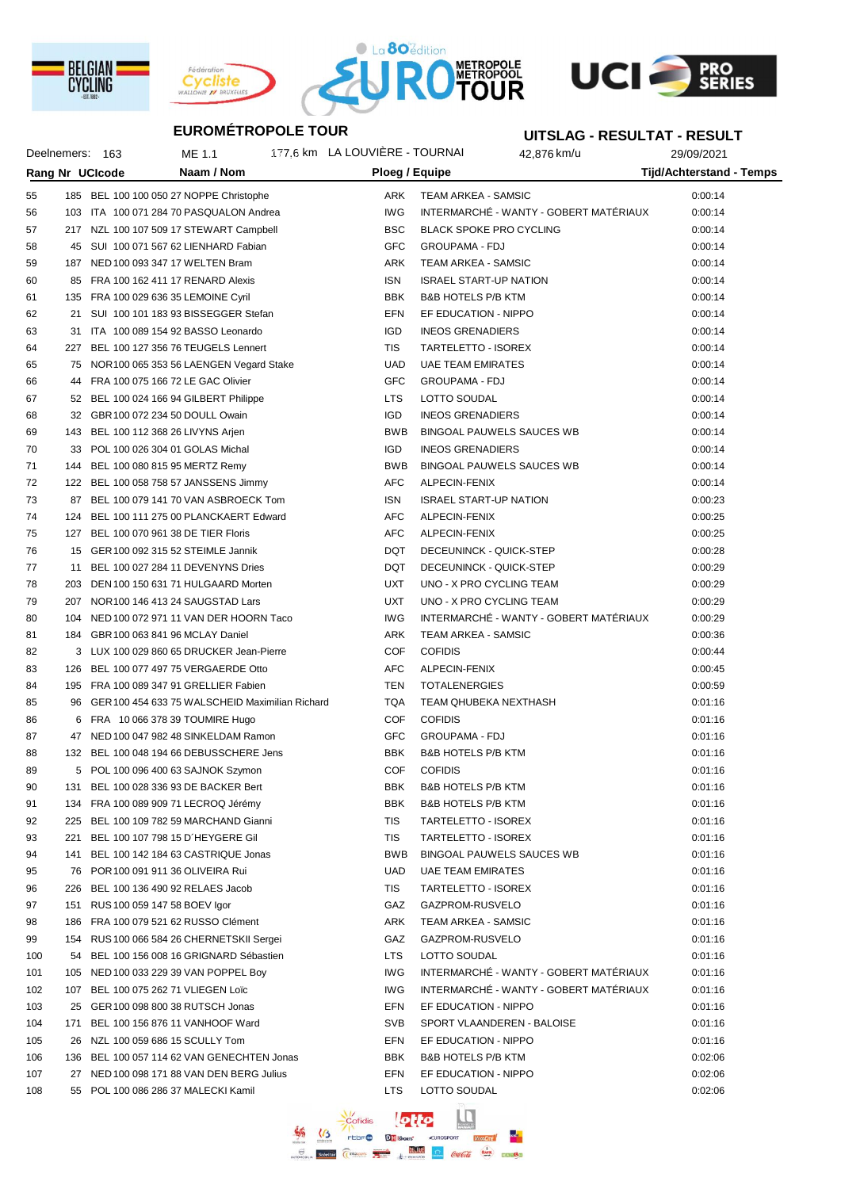## EUROMÉTROPOLE TOUR

## UITSLAG - RESULTAT - RESULT

Deelnemers: 163 | ME 1.1 | 177,6 km | LA LOUVIÈRE - TOURNAI | 42,876 km/u | 29/09/2021

| Rang | Nr | UCIcode | Naam / Nom | Ploeg / Equipe | | Tijd/Achterstand - Temps |
|---|---|---|---|---|---|---|
| 55 | 185 | BEL 100 100 050 27 | NOPPE Christophe | ARK | TEAM ARKEA - SAMSIC | 0:00:14 |
| 56 | 103 | ITA 100 071 284 70 | PASQUALON Andrea | IWG | INTERMARCHÉ - WANTY - GOBERT MATÉRIAUX | 0:00:14 |
| 57 | 217 | NZL 100 107 509 17 | STEWART Campbell | BSC | BLACK SPOKE PRO CYCLING | 0:00:14 |
| 58 | 45 | SUI 100 071 567 62 | LIENHARD Fabian | GFC | GROUPAMA - FDJ | 0:00:14 |
| 59 | 187 | NED 100 093 347 17 | WELTEN Bram | ARK | TEAM ARKEA - SAMSIC | 0:00:14 |
| 60 | 85 | FRA 100 162 411 17 | RENARD Alexis | ISN | ISRAEL START-UP NATION | 0:00:14 |
| 61 | 135 | FRA 100 029 636 35 | LEMOINE Cyril | BBK | B&B HOTELS P/B KTM | 0:00:14 |
| 62 | 21 | SUI 100 101 183 93 | BISSEGGER Stefan | EFN | EF EDUCATION - NIPPO | 0:00:14 |
| 63 | 31 | ITA 100 089 154 92 | BASSO Leonardo | IGD | INEOS GRENADIERS | 0:00:14 |
| 64 | 227 | BEL 100 127 356 76 | TEUGELS Lennert | TIS | TARTELETTO - ISOREX | 0:00:14 |
| 65 | 75 | NOR 100 065 353 56 | LAENGEN Vegard Stake | UAD | UAE TEAM EMIRATES | 0:00:14 |
| 66 | 44 | FRA 100 075 166 72 | LE GAC Olivier | GFC | GROUPAMA - FDJ | 0:00:14 |
| 67 | 52 | BEL 100 024 166 94 | GILBERT Philippe | LTS | LOTTO SOUDAL | 0:00:14 |
| 68 | 32 | GBR 100 072 234 50 | DOULL Owain | IGD | INEOS GRENADIERS | 0:00:14 |
| 69 | 143 | BEL 100 112 368 26 | LIVYNS Arjen | BWB | BINGOAL PAUWELS SAUCES WB | 0:00:14 |
| 70 | 33 | POL 100 026 304 01 | GOLAS Michal | IGD | INEOS GRENADIERS | 0:00:14 |
| 71 | 144 | BEL 100 080 815 95 | MERTZ Remy | BWB | BINGOAL PAUWELS SAUCES WB | 0:00:14 |
| 72 | 122 | BEL 100 058 758 57 | JANSSENS Jimmy | AFC | ALPECIN-FENIX | 0:00:14 |
| 73 | 87 | BEL 100 079 141 70 | VAN ASBROECK Tom | ISN | ISRAEL START-UP NATION | 0:00:23 |
| 74 | 124 | BEL 100 111 275 00 | PLANCKAERT Edward | AFC | ALPECIN-FENIX | 0:00:25 |
| 75 | 127 | BEL 100 070 961 38 | DE TIER Floris | AFC | ALPECIN-FENIX | 0:00:25 |
| 76 | 15 | GER 100 092 315 52 | STEIMLE Jannik | DQT | DECEUNINCK - QUICK-STEP | 0:00:28 |
| 77 | 11 | BEL 100 027 284 11 | DEVENYNS Dries | DQT | DECEUNINCK - QUICK-STEP | 0:00:29 |
| 78 | 203 | DEN 100 150 631 71 | HULGAARD Morten | UXT | UNO - X PRO CYCLING TEAM | 0:00:29 |
| 79 | 207 | NOR 100 146 413 24 | SAUGSTAD Lars | UXT | UNO - X PRO CYCLING TEAM | 0:00:29 |
| 80 | 104 | NED 100 072 971 11 | VAN DER HOORN Taco | IWG | INTERMARCHÉ - WANTY - GOBERT MATÉRIAUX | 0:00:29 |
| 81 | 184 | GBR 100 063 841 96 | MCLAY Daniel | ARK | TEAM ARKEA - SAMSIC | 0:00:36 |
| 82 | 3 | LUX 100 029 860 65 | DRUCKER Jean-Pierre | COF | COFIDIS | 0:00:44 |
| 83 | 126 | BEL 100 077 497 75 | VERGAERDE Otto | AFC | ALPECIN-FENIX | 0:00:45 |
| 84 | 195 | FRA 100 089 347 91 | GRELLIER Fabien | TEN | TOTALENERGIES | 0:00:59 |
| 85 | 96 | GER 100 454 633 75 | WALSCHEID Maximilian Richard | TQA | TEAM QHUBEKA NEXTHASH | 0:01:16 |
| 86 | 6 | FRA 10 066 378 39 | TOUMIRE Hugo | COF | COFIDIS | 0:01:16 |
| 87 | 47 | NED 100 047 982 48 | SINKELDAM Ramon | GFC | GROUPAMA - FDJ | 0:01:16 |
| 88 | 132 | BEL 100 048 194 66 | DEBUSSCHERE Jens | BBK | B&B HOTELS P/B KTM | 0:01:16 |
| 89 | 5 | POL 100 096 400 63 | SAJNOK Szymon | COF | COFIDIS | 0:01:16 |
| 90 | 131 | BEL 100 028 336 93 | DE BACKER Bert | BBK | B&B HOTELS P/B KTM | 0:01:16 |
| 91 | 134 | FRA 100 089 909 71 | LECROQ Jérémy | BBK | B&B HOTELS P/B KTM | 0:01:16 |
| 92 | 225 | BEL 100 109 782 59 | MARCHAND Gianni | TIS | TARTELETTO - ISOREX | 0:01:16 |
| 93 | 221 | BEL 100 107 798 15 | D´HEYGERE Gil | TIS | TARTELETTO - ISOREX | 0:01:16 |
| 94 | 141 | BEL 100 142 184 63 | CASTRIQUE Jonas | BWB | BINGOAL PAUWELS SAUCES WB | 0:01:16 |
| 95 | 76 | POR 100 091 911 36 | OLIVEIRA Rui | UAD | UAE TEAM EMIRATES | 0:01:16 |
| 96 | 226 | BEL 100 136 490 92 | RELAES Jacob | TIS | TARTELETTO - ISOREX | 0:01:16 |
| 97 | 151 | RUS 100 059 147 58 | BOEV Igor | GAZ | GAZPROM-RUSVELO | 0:01:16 |
| 98 | 186 | FRA 100 079 521 62 | RUSSO Clément | ARK | TEAM ARKEA - SAMSIC | 0:01:16 |
| 99 | 154 | RUS 100 066 584 26 | CHERNETSKII Sergei | GAZ | GAZPROM-RUSVELO | 0:01:16 |
| 100 | 54 | BEL 100 156 008 16 | GRIGNARD Sébastien | LTS | LOTTO SOUDAL | 0:01:16 |
| 101 | 105 | NED 100 033 229 39 | VAN POPPEL Boy | IWG | INTERMARCHÉ - WANTY - GOBERT MATÉRIAUX | 0:01:16 |
| 102 | 107 | BEL 100 075 262 71 | VLIEGEN Loïc | IWG | INTERMARCHÉ - WANTY - GOBERT MATÉRIAUX | 0:01:16 |
| 103 | 25 | GER 100 098 800 38 | RUTSCH Jonas | EFN | EF EDUCATION - NIPPO | 0:01:16 |
| 104 | 171 | BEL 100 156 876 11 | VANHOOF Ward | SVB | SPORT VLAANDEREN - BALOISE | 0:01:16 |
| 105 | 26 | NZL 100 059 686 15 | SCULLY Tom | EFN | EF EDUCATION - NIPPO | 0:01:16 |
| 106 | 136 | BEL 100 057 114 62 | VAN GENECHTEN Jonas | BBK | B&B HOTELS P/B KTM | 0:02:06 |
| 107 | 27 | NED 100 098 171 88 | VAN DEN BERG Julius | EFN | EF EDUCATION - NIPPO | 0:02:06 |
| 108 | 55 | POL 100 086 286 37 | MALECKI Kamil | LTS | LOTTO SOUDAL | 0:02:06 |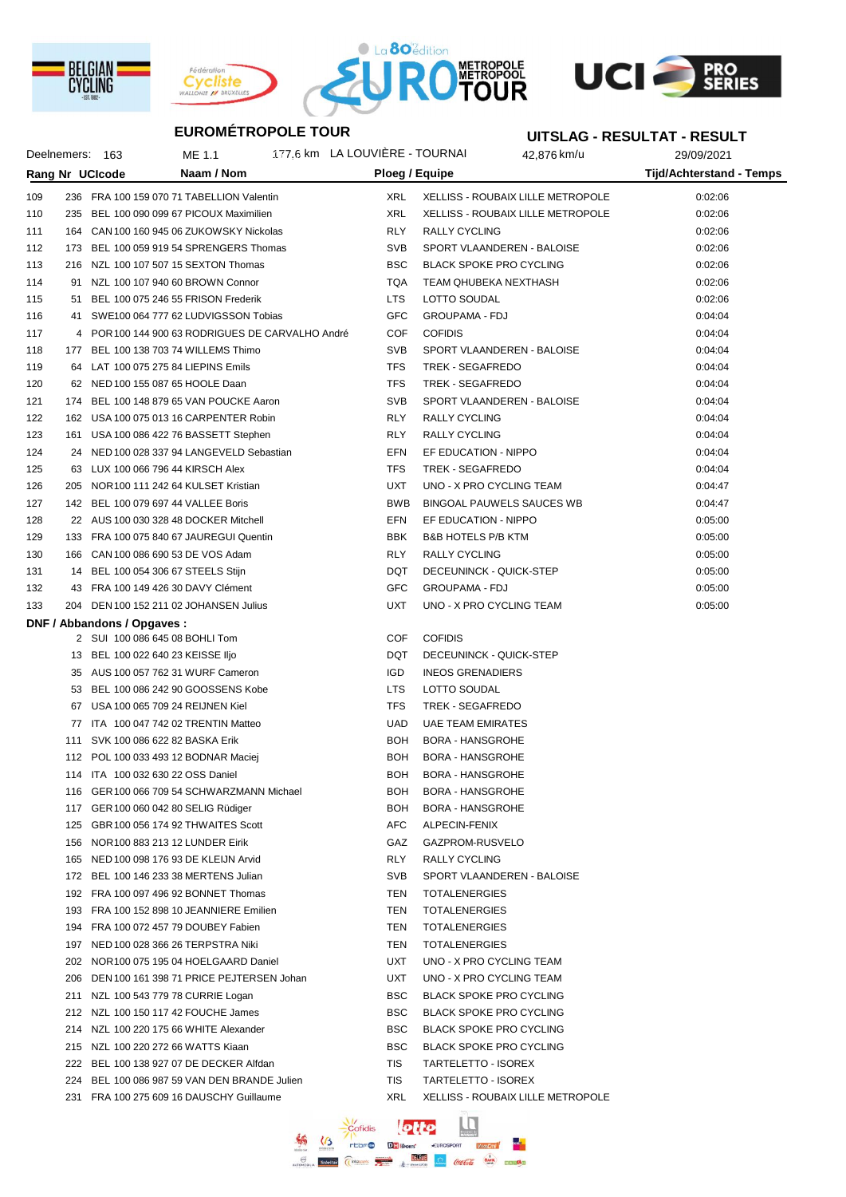## EUROMÉTROPOLE TOUR

## UITSLAG - RESULTAT - RESULT

Deelnemers: 163 | ME 1.1 | 177,6 km LA LOUVIÈRE - TOURNAI | 42,876 km/u | 29/09/2021

| Rang | Nr | UCIcode | Naam / Nom | Ploeg / Equipe | | Tijd/Achterstand - Temps |
|---|---|---|---|---|---|---|
| 109 | 236 | FRA 100 159 070 71 | TABELLION Valentin | XRL | XELLISS - ROUBAIX LILLE METROPOLE | 0:02:06 |
| 110 | 235 | BEL 100 090 099 67 | PICOUX Maximilien | XRL | XELLISS - ROUBAIX LILLE METROPOLE | 0:02:06 |
| 111 | 164 | CAN 100 160 945 06 | ZUKOWSKY Nickolas | RLY | RALLY CYCLING | 0:02:06 |
| 112 | 173 | BEL 100 059 919 54 | SPRENGERS Thomas | SVB | SPORT VLAANDEREN - BALOISE | 0:02:06 |
| 113 | 216 | NZL 100 107 507 15 | SEXTON Thomas | BSC | BLACK SPOKE PRO CYCLING | 0:02:06 |
| 114 | 91 | NZL 100 107 940 60 | BROWN Connor | TQA | TEAM QHUBEKA NEXTHASH | 0:02:06 |
| 115 | 51 | BEL 100 075 246 55 | FRISON Frederik | LTS | LOTTO SOUDAL | 0:02:06 |
| 116 | 41 | SWE 100 064 777 62 | LUDVIGSSON Tobias | GFC | GROUPAMA - FDJ | 0:04:04 |
| 117 | 4 | POR 100 144 900 63 | RODRIGUES DE CARVALHO André | COF | COFIDIS | 0:04:04 |
| 118 | 177 | BEL 100 138 703 74 | WILLEMS Thimo | SVB | SPORT VLAANDEREN - BALOISE | 0:04:04 |
| 119 | 64 | LAT 100 075 275 84 | LIEPINS Emils | TFS | TREK - SEGAFREDO | 0:04:04 |
| 120 | 62 | NED 100 155 087 65 | HOOLE Daan | TFS | TREK - SEGAFREDO | 0:04:04 |
| 121 | 174 | BEL 100 148 879 65 | VAN POUCKE Aaron | SVB | SPORT VLAANDEREN - BALOISE | 0:04:04 |
| 122 | 162 | USA 100 075 013 16 | CARPENTER Robin | RLY | RALLY CYCLING | 0:04:04 |
| 123 | 161 | USA 100 086 422 76 | BASSETT Stephen | RLY | RALLY CYCLING | 0:04:04 |
| 124 | 24 | NED 100 028 337 94 | LANGEVELD Sebastian | EFN | EF EDUCATION - NIPPO | 0:04:04 |
| 125 | 63 | LUX 100 066 796 44 | KIRSCH Alex | TFS | TREK - SEGAFREDO | 0:04:04 |
| 126 | 205 | NOR 100 111 242 64 | KULSET Kristian | UXT | UNO - X PRO CYCLING TEAM | 0:04:47 |
| 127 | 142 | BEL 100 079 697 44 | VALLEE Boris | BWB | BINGOAL PAUWELS SAUCES WB | 0:04:47 |
| 128 | 22 | AUS 100 030 328 48 | DOCKER Mitchell | EFN | EF EDUCATION - NIPPO | 0:05:00 |
| 129 | 133 | FRA 100 075 840 67 | JAUREGUI Quentin | BBK | B&B HOTELS P/B KTM | 0:05:00 |
| 130 | 166 | CAN 100 086 690 53 | DE VOS Adam | RLY | RALLY CYCLING | 0:05:00 |
| 131 | 14 | BEL 100 054 306 67 | STEELS Stijn | DQT | DECEUNINCK - QUICK-STEP | 0:05:00 |
| 132 | 43 | FRA 100 149 426 30 | DAVY Clément | GFC | GROUPAMA - FDJ | 0:05:00 |
| 133 | 204 | DEN 100 152 211 02 | JOHANSEN Julius | UXT | UNO - X PRO CYCLING TEAM | 0:05:00 |

**DNF / Abbandons / Opgaves :**

| Nr | UCIcode | Naam / Nom | Ploeg / Equipe | |
|---|---|---|---|---|
| 2 | SUI 100 086 645 08 | BOHLI Tom | COF | COFIDIS |
| 13 | BEL 100 022 640 23 | KEISSE Iljo | DQT | DECEUNINCK - QUICK-STEP |
| 35 | AUS 100 057 762 31 | WURF Cameron | IGD | INEOS GRENADIERS |
| 53 | BEL 100 086 242 90 | GOOSSENS Kobe | LTS | LOTTO SOUDAL |
| 67 | USA 100 065 709 24 | REIJNEN Kiel | TFS | TREK - SEGAFREDO |
| 77 | ITA 100 047 742 02 | TRENTIN Matteo | UAD | UAE TEAM EMIRATES |
| 111 | SVK 100 086 622 82 | BASKA Erik | BOH | BORA - HANSGROHE |
| 112 | POL 100 033 493 12 | BODNAR Maciej | BOH | BORA - HANSGROHE |
| 114 | ITA 100 032 630 22 | OSS Daniel | BOH | BORA - HANSGROHE |
| 116 | GER 100 066 709 54 | SCHWARZMANN Michael | BOH | BORA - HANSGROHE |
| 117 | GER 100 060 042 80 | SELIG Rüdiger | BOH | BORA - HANSGROHE |
| 125 | GBR 100 056 174 92 | THWAITES Scott | AFC | ALPECIN-FENIX |
| 156 | NOR 100 883 213 12 | LUNDER Eirik | GAZ | GAZPROM-RUSVELO |
| 165 | NED 100 098 176 93 | DE KLEIJN Arvid | RLY | RALLY CYCLING |
| 172 | BEL 100 146 233 38 | MERTENS Julian | SVB | SPORT VLAANDEREN - BALOISE |
| 192 | FRA 100 097 496 92 | BONNET Thomas | TEN | TOTALENERGIES |
| 193 | FRA 100 152 898 10 | JEANNIERE Emilien | TEN | TOTALENERGIES |
| 194 | FRA 100 072 457 79 | DOUBEY Fabien | TEN | TOTALENERGIES |
| 197 | NED 100 028 366 26 | TERPSTRA Niki | TEN | TOTALENERGIES |
| 202 | NOR 100 075 195 04 | HOELGAARD Daniel | UXT | UNO - X PRO CYCLING TEAM |
| 206 | DEN 100 161 398 71 | PRICE PEJTERSEN Johan | UXT | UNO - X PRO CYCLING TEAM |
| 211 | NZL 100 543 779 78 | CURRIE Logan | BSC | BLACK SPOKE PRO CYCLING |
| 212 | NZL 100 150 117 42 | FOUCHE James | BSC | BLACK SPOKE PRO CYCLING |
| 214 | NZL 100 220 175 66 | WHITE Alexander | BSC | BLACK SPOKE PRO CYCLING |
| 215 | NZL 100 220 272 66 | WATTS Kiaan | BSC | BLACK SPOKE PRO CYCLING |
| 222 | BEL 100 138 927 07 | DE DECKER Alfdan | TIS | TARTELETTO - ISOREX |
| 224 | BEL 100 086 987 59 | VAN DEN BRANDE Julien | TIS | TARTELETTO - ISOREX |
| 231 | FRA 100 275 609 16 | DAUSCHY Guillaume | XRL | XELLISS - ROUBAIX LILLE METROPOLE |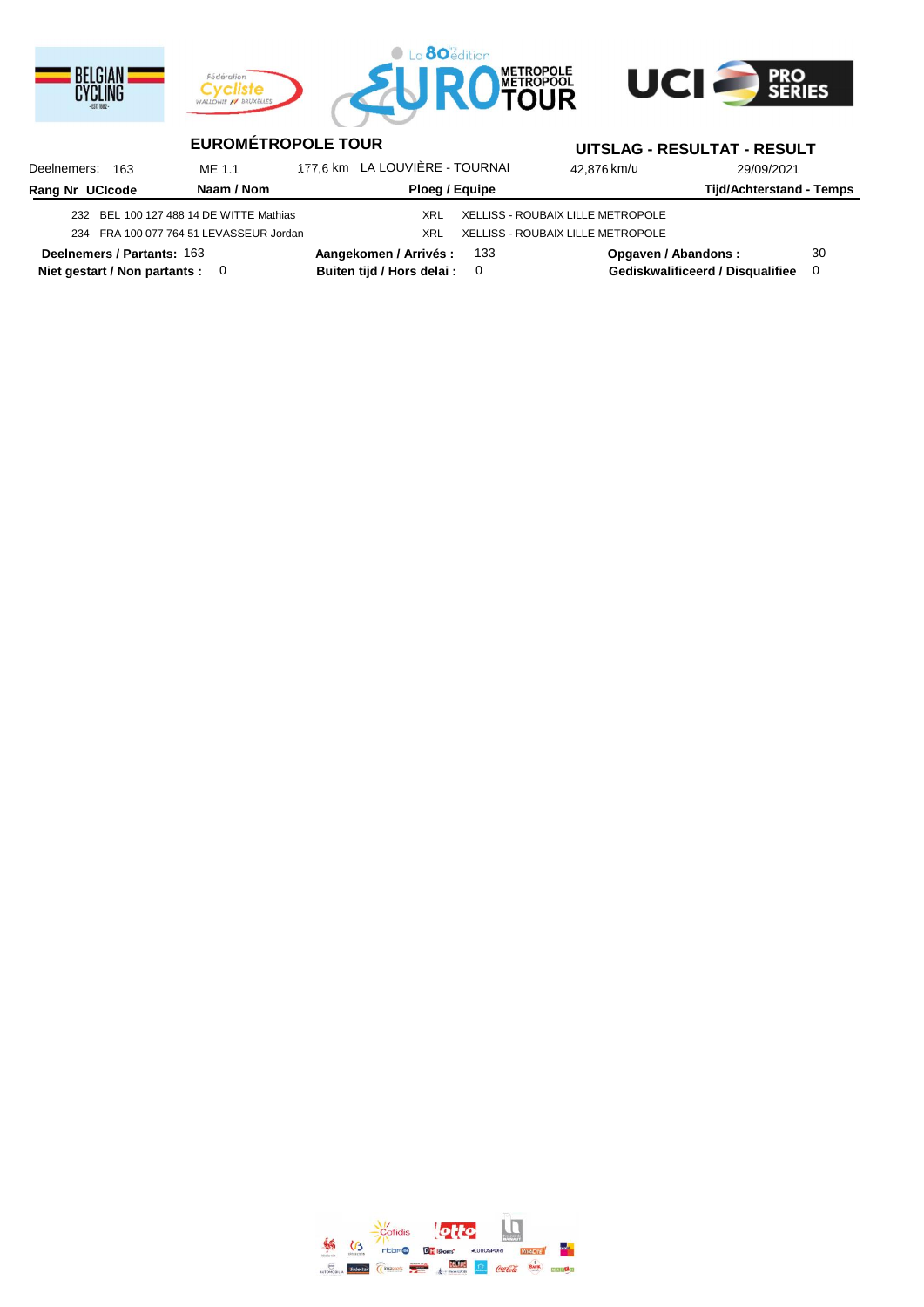**EUROMÉTROPOLE TOUR**

**UITSLAG - RESULTAT - RESULT**

Deelnemers: 163 | ME 1.1 | 177,6 km LA LOUVIÈRE - TOURNAI | 42,876 km/u | 29/09/2021

| Rang | Nr | UCIcode | Naam / Nom | Ploeg / Equipe | | Tijd/Achterstand - Temps |
|---|---|---|---|---|---|---|
| | 232 | BEL 100 127 488 14 | DE WITTE Mathias | XRL | XELLISS - ROUBAIX LILLE METROPOLE | |
| | 234 | FRA 100 077 764 51 | LEVASSEUR Jordan | XRL | XELLISS - ROUBAIX LILLE METROPOLE | |

**Deelnemers / Partants:** 163 | **Aangekomen / Arrivés :** 133 | **Opgaven / Abandons :** 30

**Niet gestart / Non partants :** 0 | **Buiten tijd / Hors delai :** 0 | **Gediskwalificeerd / Disqualifiee** 0